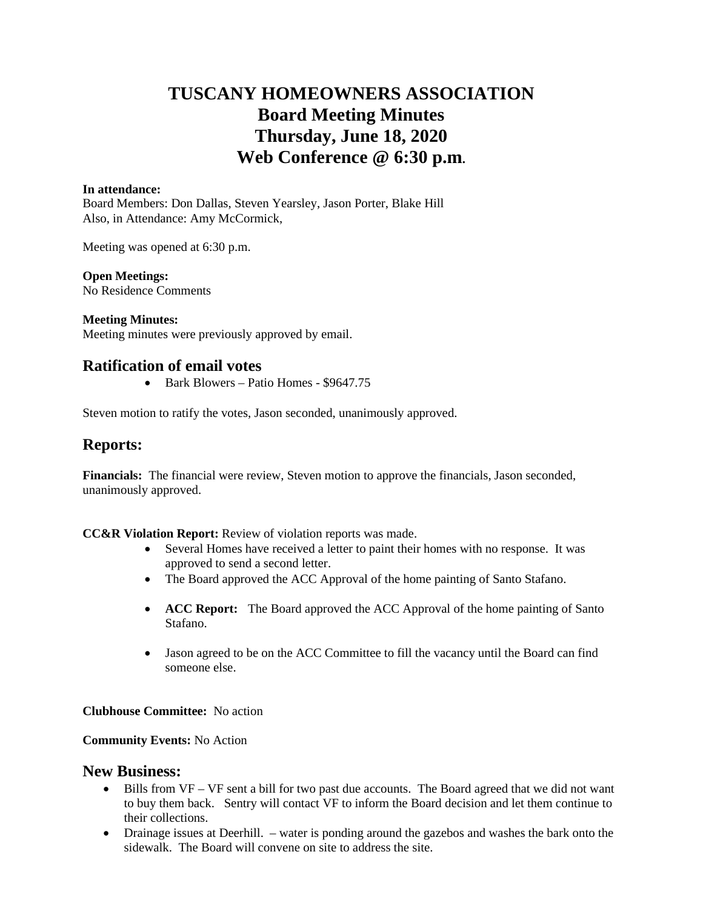# TUSCANY HOMEOWNERS ASSOCIATION
# Board Meeting Minutes
# Thursday, June 18, 2020
# Web Conference @ 6:30 p.m.

**In attendance:**
Board Members: Don Dallas, Steven Yearsley, Jason Porter, Blake Hill
Also, in Attendance: Amy McCormick,

Meeting was opened at 6:30 p.m.

**Open Meetings:**
No Residence Comments

**Meeting Minutes:**
Meeting minutes were previously approved by email.

## Ratification of email votes

- Bark Blowers – Patio Homes - $9647.75

Steven motion to ratify the votes, Jason seconded, unanimously approved.

## Reports:

**Financials:** The financial were review, Steven motion to approve the financials, Jason seconded, unanimously approved.

**CC&R Violation Report:** Review of violation reports was made.

- Several Homes have received a letter to paint their homes with no response. It was approved to send a second letter.
- The Board approved the ACC Approval of the home painting of Santo Stafano.
- **ACC Report:** The Board approved the ACC Approval of the home painting of Santo Stafano.
- Jason agreed to be on the ACC Committee to fill the vacancy until the Board can find someone else.

**Clubhouse Committee:** No action

**Community Events:** No Action

## New Business:

- Bills from VF – VF sent a bill for two past due accounts. The Board agreed that we did not want to buy them back. Sentry will contact VF to inform the Board decision and let them continue to their collections.
- Drainage issues at Deerhill. – water is ponding around the gazebos and washes the bark onto the sidewalk. The Board will convene on site to address the site.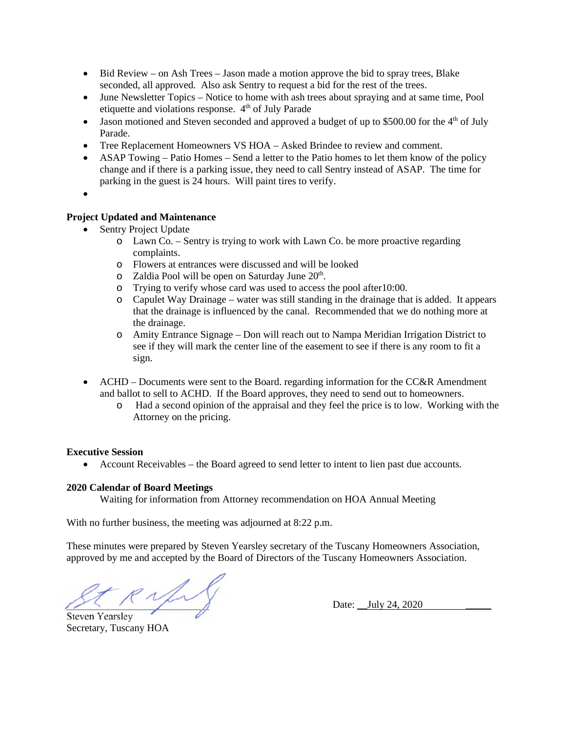- Bid Review – on Ash Trees – Jason made a motion approve the bid to spray trees, Blake seconded, all approved. Also ask Sentry to request a bid for the rest of the trees.
- June Newsletter Topics – Notice to home with ash trees about spraying and at same time, Pool etiquette and violations response. 4th of July Parade
- Jason motioned and Steven seconded and approved a budget of up to $500.00 for the 4th of July Parade.
- Tree Replacement Homeowners VS HOA – Asked Brindee to review and comment.
- ASAP Towing – Patio Homes – Send a letter to the Patio homes to let them know of the policy change and if there is a parking issue, they need to call Sentry instead of ASAP. The time for parking in the guest is 24 hours. Will paint tires to verify.
-

**Project Updated and Maintenance**

- Sentry Project Update
  - Lawn Co. – Sentry is trying to work with Lawn Co. be more proactive regarding complaints.
  - Flowers at entrances were discussed and will be looked
  - Zaldia Pool will be open on Saturday June 20th.
  - Trying to verify whose card was used to access the pool after10:00.
  - Capulet Way Drainage – water was still standing in the drainage that is added. It appears that the drainage is influenced by the canal. Recommended that we do nothing more at the drainage.
  - Amity Entrance Signage – Don will reach out to Nampa Meridian Irrigation District to see if they will mark the center line of the easement to see if there is any room to fit a sign.

- ACHD – Documents were sent to the Board. regarding information for the CC&R Amendment and ballot to sell to ACHD. If the Board approves, they need to send out to homeowners.
  - Had a second opinion of the appraisal and they feel the price is to low. Working with the Attorney on the pricing.

**Executive Session**

- Account Receivables – the Board agreed to send letter to intent to lien past due accounts.

**2020 Calendar of Board Meetings**

Waiting for information from Attorney recommendation on HOA Annual Meeting

With no further business, the meeting was adjourned at 8:22 p.m.

These minutes were prepared by Steven Yearsley secretary of the Tuscany Homeowners Association, approved by me and accepted by the Board of Directors of the Tuscany Homeowners Association.

Steven Yearsley
Secretary, Tuscany HOA

Date: July 24, 2020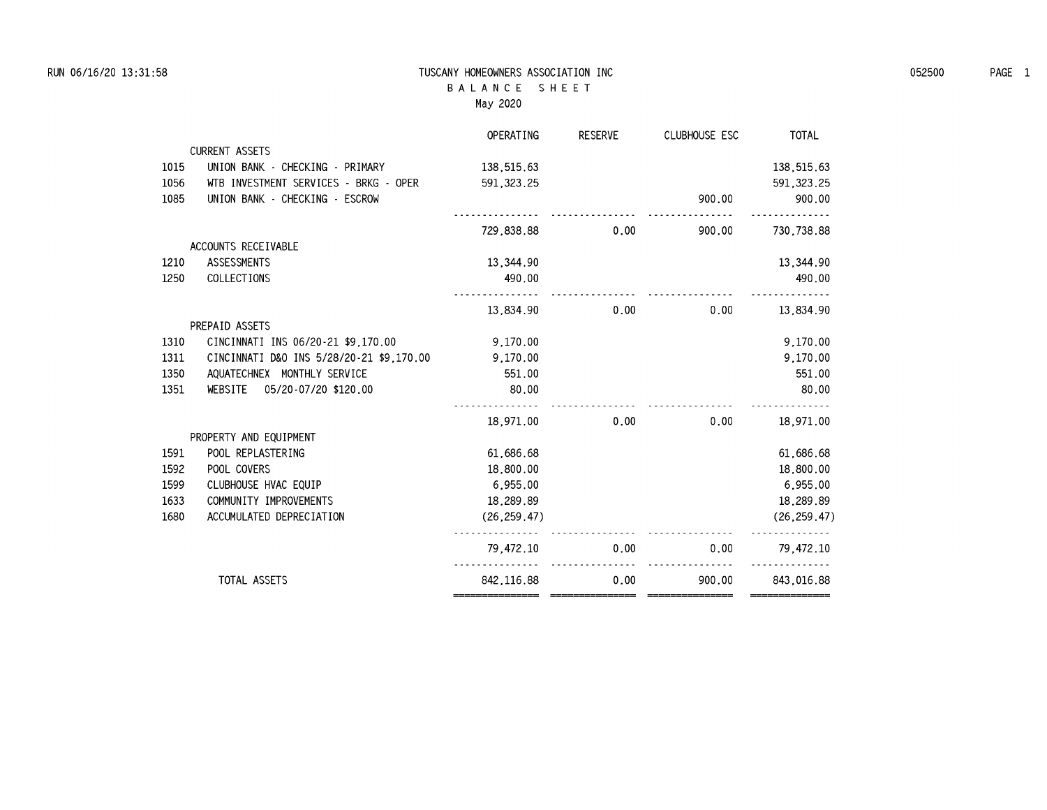# TUSCANY HOMEOWNERS ASSOCIATION INC

## B A L A N C E   S H E E T

May 2020

| | | OPERATING | RESERVE | CLUBHOUSE ESC | TOTAL |
|---|---|---|---|---|---|
| | CURRENT ASSETS | | | | |
| 1015 | UNION BANK - CHECKING - PRIMARY | 138,515.63 | | | 138,515.63 |
| 1056 | WTB INVESTMENT SERVICES - BRKG - OPER | 591,323.25 | | | 591,323.25 |
| 1085 | UNION BANK - CHECKING - ESCROW | | | 900.00 | 900.00 |
| | | 729,838.88 | 0.00 | 900.00 | 730,738.88 |
| | ACCOUNTS RECEIVABLE | | | | |
| 1210 | ASSESSMENTS | 13,344.90 | | | 13,344.90 |
| 1250 | COLLECTIONS | 490.00 | | | 490.00 |
| | | 13,834.90 | 0.00 | 0.00 | 13,834.90 |
| | PREPAID ASSETS | | | | |
| 1310 | CINCINNATI INS 06/20-21 $9,170.00 | 9,170.00 | | | 9,170.00 |
| 1311 | CINCINNATI D&O INS 5/28/20-21 $9,170.00 | 9,170.00 | | | 9,170.00 |
| 1350 | AQUATECHNEX MONTHLY SERVICE | 551.00 | | | 551.00 |
| 1351 | WEBSITE 05/20-07/20 $120.00 | 80.00 | | | 80.00 |
| | | 18,971.00 | 0.00 | 0.00 | 18,971.00 |
| | PROPERTY AND EQUIPMENT | | | | |
| 1591 | POOL REPLASTERING | 61,686.68 | | | 61,686.68 |
| 1592 | POOL COVERS | 18,800.00 | | | 18,800.00 |
| 1599 | CLUBHOUSE HVAC EQUIP | 6,955.00 | | | 6,955.00 |
| 1633 | COMMUNITY IMPROVEMENTS | 18,289.89 | | | 18,289.89 |
| 1680 | ACCUMULATED DEPRECIATION | (26,259.47) | | | (26,259.47) |
| | | 79,472.10 | 0.00 | 0.00 | 79,472.10 |
| | TOTAL ASSETS | 842,116.88 | 0.00 | 900.00 | 843,016.88 |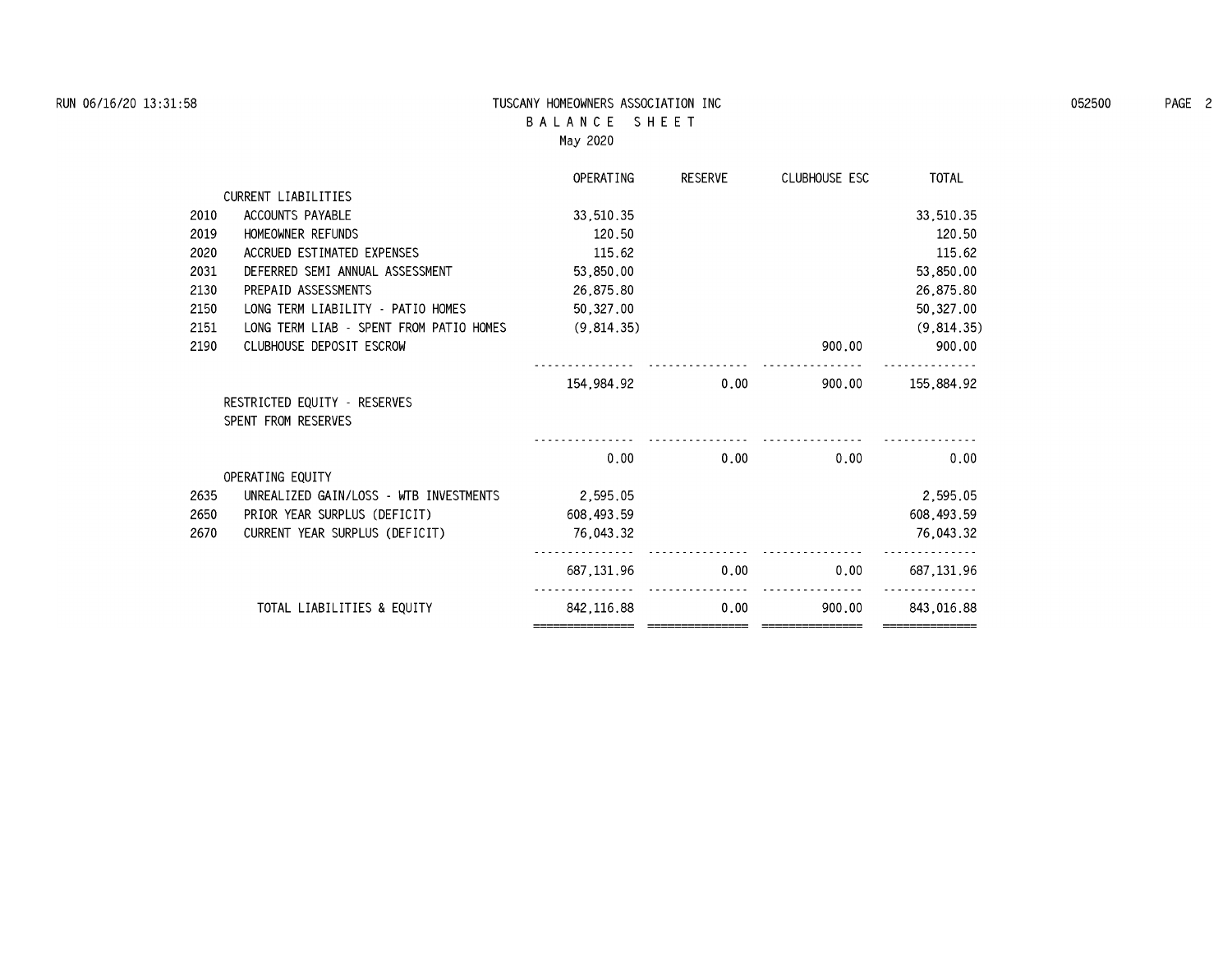# TUSCANY HOMEOWNERS ASSOCIATION INC

## BALANCE SHEET

May 2020

| | | OPERATING | RESERVE | CLUBHOUSE ESC | TOTAL |
|---|---|---|---|---|---|
| | CURRENT LIABILITIES | | | | |
| 2010 | ACCOUNTS PAYABLE | 33,510.35 | | | 33,510.35 |
| 2019 | HOMEOWNER REFUNDS | 120.50 | | | 120.50 |
| 2020 | ACCRUED ESTIMATED EXPENSES | 115.62 | | | 115.62 |
| 2031 | DEFERRED SEMI ANNUAL ASSESSMENT | 53,850.00 | | | 53,850.00 |
| 2130 | PREPAID ASSESSMENTS | 26,875.80 | | | 26,875.80 |
| 2150 | LONG TERM LIABILITY - PATIO HOMES | 50,327.00 | | | 50,327.00 |
| 2151 | LONG TERM LIAB - SPENT FROM PATIO HOMES | (9,814.35) | | | (9,814.35) |
| 2190 | CLUBHOUSE DEPOSIT ESCROW | | | 900.00 | 900.00 |
| | | 154,984.92 | 0.00 | 900.00 | 155,884.92 |
| | RESTRICTED EQUITY - RESERVES | | | | |
| | SPENT FROM RESERVES | | | | |
| | | 0.00 | 0.00 | 0.00 | 0.00 |
| | OPERATING EQUITY | | | | |
| 2635 | UNREALIZED GAIN/LOSS - WTB INVESTMENTS | 2,595.05 | | | 2,595.05 |
| 2650 | PRIOR YEAR SURPLUS (DEFICIT) | 608,493.59 | | | 608,493.59 |
| 2670 | CURRENT YEAR SURPLUS (DEFICIT) | 76,043.32 | | | 76,043.32 |
| | | 687,131.96 | 0.00 | 0.00 | 687,131.96 |
| | TOTAL LIABILITIES & EQUITY | 842,116.88 | 0.00 | 900.00 | 843,016.88 |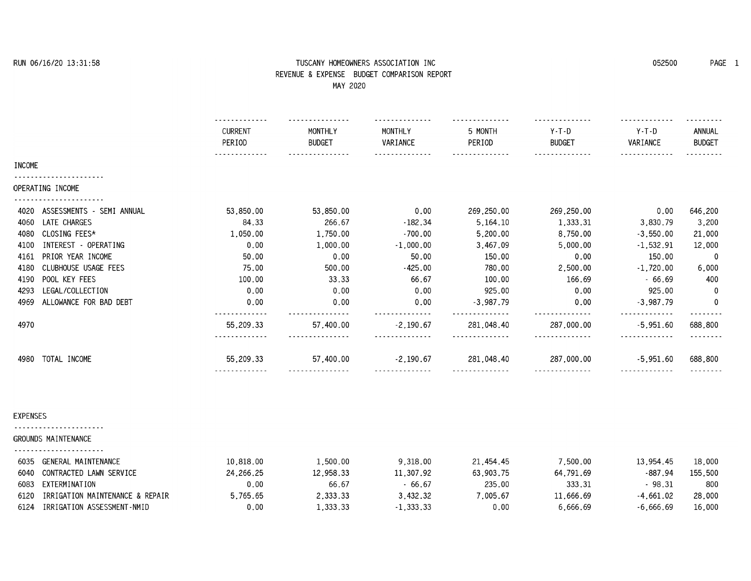RUN 06/16/20 13:31:58

# TUSCANY HOMEOWNERS ASSOCIATION INC

## REVENUE & EXPENSE BUDGET COMPARISON REPORT

### MAY 2020

052500

| | CURRENT PERIOD | MONTHLY BUDGET | MONTHLY VARIANCE | 5 MONTH PERIOD | Y-T-D BUDGET | Y-T-D VARIANCE | ANNUAL BUDGET |
|---|---|---|---|---|---|---|---|
| **INCOME** | | | | | | | |
| **OPERATING INCOME** | | | | | | | |
| 4020 ASSESSMENTS - SEMI ANNUAL | 53,850.00 | 53,850.00 | 0.00 | 269,250.00 | 269,250.00 | 0.00 | 646,200 |
| 4060 LATE CHARGES | 84.33 | 266.67 | -182.34 | 5,164.10 | 1,333.31 | 3,830.79 | 3,200 |
| 4080 CLOSING FEES* | 1,050.00 | 1,750.00 | -700.00 | 5,200.00 | 8,750.00 | -3,550.00 | 21,000 |
| 4100 INTEREST - OPERATING | 0.00 | 1,000.00 | -1,000.00 | 3,467.09 | 5,000.00 | -1,532.91 | 12,000 |
| 4161 PRIOR YEAR INCOME | 50.00 | 0.00 | 50.00 | 150.00 | 0.00 | 150.00 | 0 |
| 4180 CLUBHOUSE USAGE FEES | 75.00 | 500.00 | -425.00 | 780.00 | 2,500.00 | -1,720.00 | 6,000 |
| 4190 POOL KEY FEES | 100.00 | 33.33 | 66.67 | 100.00 | 166.69 | - 66.69 | 400 |
| 4293 LEGAL/COLLECTION | 0.00 | 0.00 | 0.00 | 925.00 | 0.00 | 925.00 | 0 |
| 4969 ALLOWANCE FOR BAD DEBT | 0.00 | 0.00 | 0.00 | -3,987.79 | 0.00 | -3,987.79 | 0 |
| 4970 | 55,209.33 | 57,400.00 | -2,190.67 | 281,048.40 | 287,000.00 | -5,951.60 | 688,800 |
| 4980 TOTAL INCOME | 55,209.33 | 57,400.00 | -2,190.67 | 281,048.40 | 287,000.00 | -5,951.60 | 688,800 |
| **EXPENSES** | | | | | | | |
| **GROUNDS MAINTENANCE** | | | | | | | |
| 6035 GENERAL MAINTENANCE | 10,818.00 | 1,500.00 | 9,318.00 | 21,454.45 | 7,500.00 | 13,954.45 | 18,000 |
| 6040 CONTRACTED LAWN SERVICE | 24,266.25 | 12,958.33 | 11,307.92 | 63,903.75 | 64,791.69 | -887.94 | 155,500 |
| 6083 EXTERMINATION | 0.00 | 66.67 | - 66.67 | 235.00 | 333.31 | - 98.31 | 800 |
| 6120 IRRIGATION MAINTENANCE & REPAIR | 5,765.65 | 2,333.33 | 3,432.32 | 7,005.67 | 11,666.69 | -4,661.02 | 28,000 |
| 6124 IRRIGATION ASSESSMENT-NMID | 0.00 | 1,333.33 | -1,333.33 | 0.00 | 6,666.69 | -6,666.69 | 16,000 |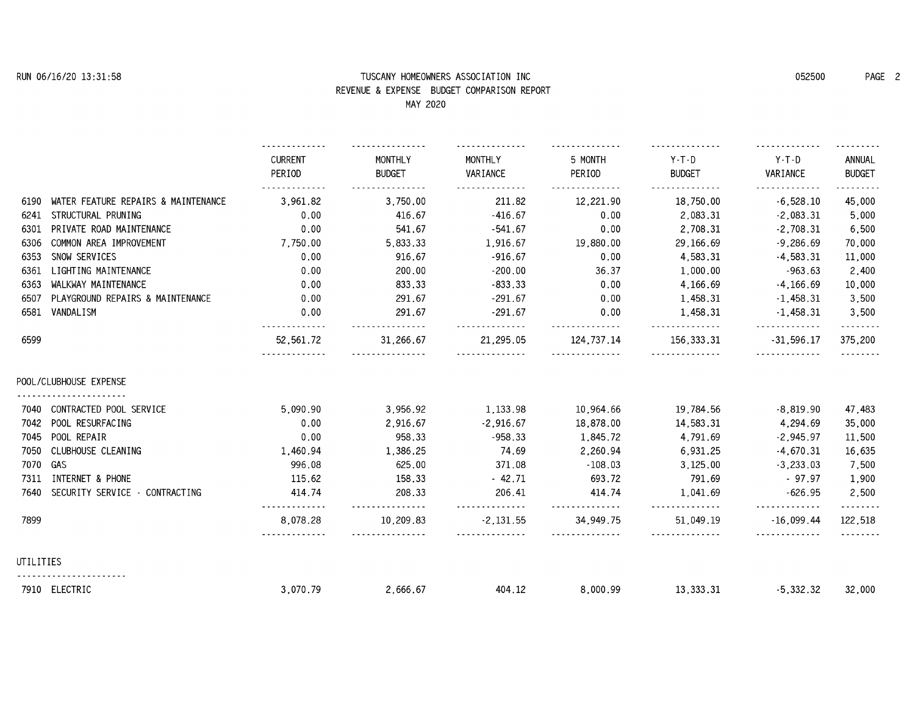# TUSCANY HOMEOWNERS ASSOCIATION INC

## REVENUE & EXPENSE BUDGET COMPARISON REPORT

### MAY 2020

| | | CURRENT PERIOD | MONTHLY BUDGET | MONTHLY VARIANCE | 5 MONTH PERIOD | Y-T-D BUDGET | Y-T-D VARIANCE | ANNUAL BUDGET |
|---|---|---|---|---|---|---|---|---|
| 6190 | WATER FEATURE REPAIRS & MAINTENANCE | 3,961.82 | 3,750.00 | 211.82 | 12,221.90 | 18,750.00 | -6,528.10 | 45,000 |
| 6241 | STRUCTURAL PRUNING | 0.00 | 416.67 | -416.67 | 0.00 | 2,083.31 | -2,083.31 | 5,000 |
| 6301 | PRIVATE ROAD MAINTENANCE | 0.00 | 541.67 | -541.67 | 0.00 | 2,708.31 | -2,708.31 | 6,500 |
| 6306 | COMMON AREA IMPROVEMENT | 7,750.00 | 5,833.33 | 1,916.67 | 19,880.00 | 29,166.69 | -9,286.69 | 70,000 |
| 6353 | SNOW SERVICES | 0.00 | 916.67 | -916.67 | 0.00 | 4,583.31 | -4,583.31 | 11,000 |
| 6361 | LIGHTING MAINTENANCE | 0.00 | 200.00 | -200.00 | 36.37 | 1,000.00 | -963.63 | 2,400 |
| 6363 | WALKWAY MAINTENANCE | 0.00 | 833.33 | -833.33 | 0.00 | 4,166.69 | -4,166.69 | 10,000 |
| 6507 | PLAYGROUND REPAIRS & MAINTENANCE | 0.00 | 291.67 | -291.67 | 0.00 | 1,458.31 | -1,458.31 | 3,500 |
| 6581 | VANDALISM | 0.00 | 291.67 | -291.67 | 0.00 | 1,458.31 | -1,458.31 | 3,500 |
| 6599 | | 52,561.72 | 31,266.67 | 21,295.05 | 124,737.14 | 156,333.31 | -31,596.17 | 375,200 |
| **POOL/CLUBHOUSE EXPENSE** | | | | | | | | |
| 7040 | CONTRACTED POOL SERVICE | 5,090.90 | 3,956.92 | 1,133.98 | 10,964.66 | 19,784.56 | -8,819.90 | 47,483 |
| 7042 | POOL RESURFACING | 0.00 | 2,916.67 | -2,916.67 | 18,878.00 | 14,583.31 | 4,294.69 | 35,000 |
| 7045 | POOL REPAIR | 0.00 | 958.33 | -958.33 | 1,845.72 | 4,791.69 | -2,945.97 | 11,500 |
| 7050 | CLUBHOUSE CLEANING | 1,460.94 | 1,386.25 | 74.69 | 2,260.94 | 6,931.25 | -4,670.31 | 16,635 |
| 7070 | GAS | 996.08 | 625.00 | 371.08 | -108.03 | 3,125.00 | -3,233.03 | 7,500 |
| 7311 | INTERNET & PHONE | 115.62 | 158.33 | - 42.71 | 693.72 | 791.69 | - 97.97 | 1,900 |
| 7640 | SECURITY SERVICE - CONTRACTING | 414.74 | 208.33 | 206.41 | 414.74 | 1,041.69 | -626.95 | 2,500 |
| 7899 | | 8,078.28 | 10,209.83 | -2,131.55 | 34,949.75 | 51,049.19 | -16,099.44 | 122,518 |
| **UTILITIES** | | | | | | | | |
| 7910 | ELECTRIC | 3,070.79 | 2,666.67 | 404.12 | 8,000.99 | 13,333.31 | -5,332.32 | 32,000 |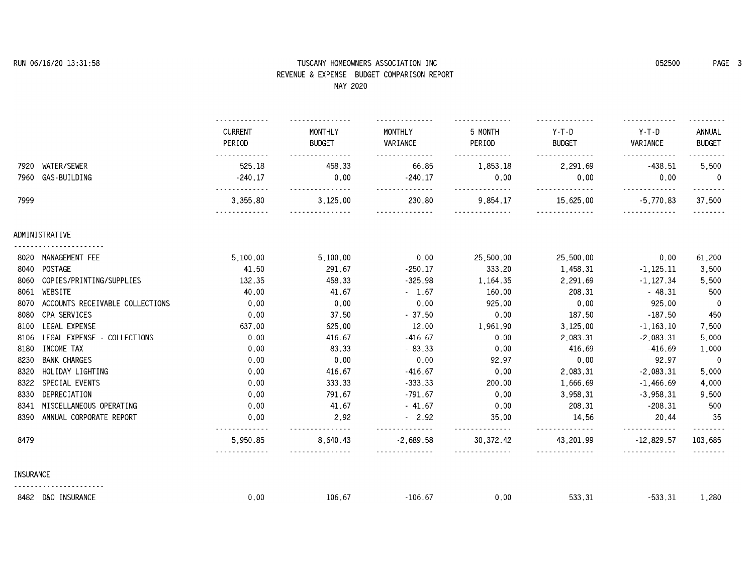# TUSCANY HOMEOWNERS ASSOCIATION INC

## REVENUE & EXPENSE BUDGET COMPARISON REPORT

### MAY 2020

RUN 06/16/20 13:31:58 — 052500

| | CURRENT PERIOD | MONTHLY BUDGET | MONTHLY VARIANCE | 5 MONTH PERIOD | Y-T-D BUDGET | Y-T-D VARIANCE | ANNUAL BUDGET |
|---|---|---|---|---|---|---|---|
| 7920 WATER/SEWER | 525.18 | 458.33 | 66.85 | 1,853.18 | 2,291.69 | -438.51 | 5,500 |
| 7960 GAS-BUILDING | -240.17 | 0.00 | -240.17 | 0.00 | 0.00 | 0.00 | 0 |
| 7999 | 3,355.80 | 3,125.00 | 230.80 | 9,854.17 | 15,625.00 | -5,770.83 | 37,500 |
| **ADMINISTRATIVE** | | | | | | | |
| 8020 MANAGEMENT FEE | 5,100.00 | 5,100.00 | 0.00 | 25,500.00 | 25,500.00 | 0.00 | 61,200 |
| 8040 POSTAGE | 41.50 | 291.67 | -250.17 | 333.20 | 1,458.31 | -1,125.11 | 3,500 |
| 8060 COPIES/PRINTING/SUPPLIES | 132.35 | 458.33 | -325.98 | 1,164.35 | 2,291.69 | -1,127.34 | 5,500 |
| 8061 WEBSITE | 40.00 | 41.67 | - 1.67 | 160.00 | 208.31 | - 48.31 | 500 |
| 8070 ACCOUNTS RECEIVABLE COLLECTIONS | 0.00 | 0.00 | 0.00 | 925.00 | 0.00 | 925.00 | 0 |
| 8080 CPA SERVICES | 0.00 | 37.50 | - 37.50 | 0.00 | 187.50 | -187.50 | 450 |
| 8100 LEGAL EXPENSE | 637.00 | 625.00 | 12.00 | 1,961.90 | 3,125.00 | -1,163.10 | 7,500 |
| 8106 LEGAL EXPENSE - COLLECTIONS | 0.00 | 416.67 | -416.67 | 0.00 | 2,083.31 | -2,083.31 | 5,000 |
| 8180 INCOME TAX | 0.00 | 83.33 | - 83.33 | 0.00 | 416.69 | -416.69 | 1,000 |
| 8230 BANK CHARGES | 0.00 | 0.00 | 0.00 | 92.97 | 0.00 | 92.97 | 0 |
| 8320 HOLIDAY LIGHTING | 0.00 | 416.67 | -416.67 | 0.00 | 2,083.31 | -2,083.31 | 5,000 |
| 8322 SPECIAL EVENTS | 0.00 | 333.33 | -333.33 | 200.00 | 1,666.69 | -1,466.69 | 4,000 |
| 8330 DEPRECIATION | 0.00 | 791.67 | -791.67 | 0.00 | 3,958.31 | -3,958.31 | 9,500 |
| 8341 MISCELLANEOUS OPERATING | 0.00 | 41.67 | - 41.67 | 0.00 | 208.31 | -208.31 | 500 |
| 8390 ANNUAL CORPORATE REPORT | 0.00 | 2.92 | - 2.92 | 35.00 | 14.56 | 20.44 | 35 |
| 8479 | 5,950.85 | 8,640.43 | -2,689.58 | 30,372.42 | 43,201.99 | -12,829.57 | 103,685 |
| **INSURANCE** | | | | | | | |
| 8482 D&O INSURANCE | 0.00 | 106.67 | -106.67 | 0.00 | 533.31 | -533.31 | 1,280 |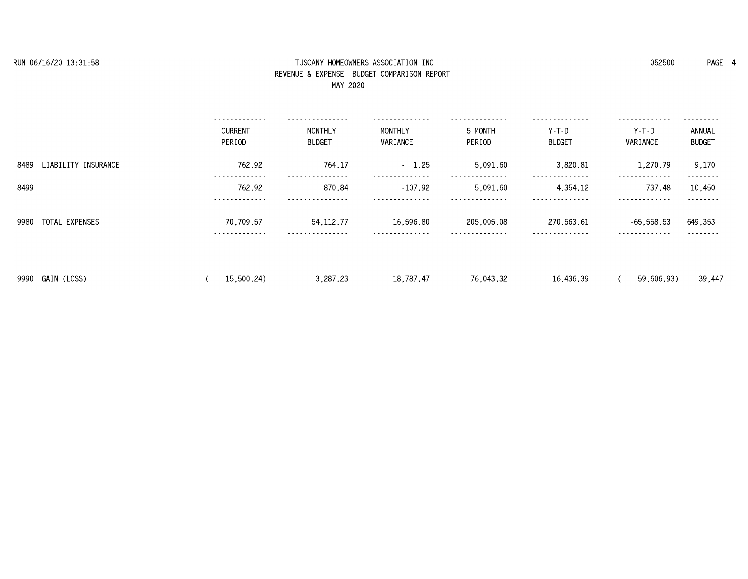RUN 06/16/20 13:31:58

# TUSCANY HOMEOWNERS ASSOCIATION INC

## REVENUE & EXPENSE BUDGET COMPARISON REPORT

### MAY 2020

052500

| | CURRENT PERIOD | MONTHLY BUDGET | MONTHLY VARIANCE | 5 MONTH PERIOD | Y-T-D BUDGET | Y-T-D VARIANCE | ANNUAL BUDGET |
|---|---|---|---|---|---|---|---|
| 8489 LIABILITY INSURANCE | 762.92 | 764.17 | - 1.25 | 5,091.60 | 3,820.81 | 1,270.79 | 9,170 |
| 8499 | 762.92 | 870.84 | -107.92 | 5,091.60 | 4,354.12 | 737.48 | 10,450 |
| 9980 TOTAL EXPENSES | 70,709.57 | 54,112.77 | 16,596.80 | 205,005.08 | 270,563.61 | -65,558.53 | 649,353 |
| 9990 GAIN (LOSS) | ( 15,500.24) | 3,287.23 | 18,787.47 | 76,043.32 | 16,436.39 | ( 59,606.93) | 39,447 |